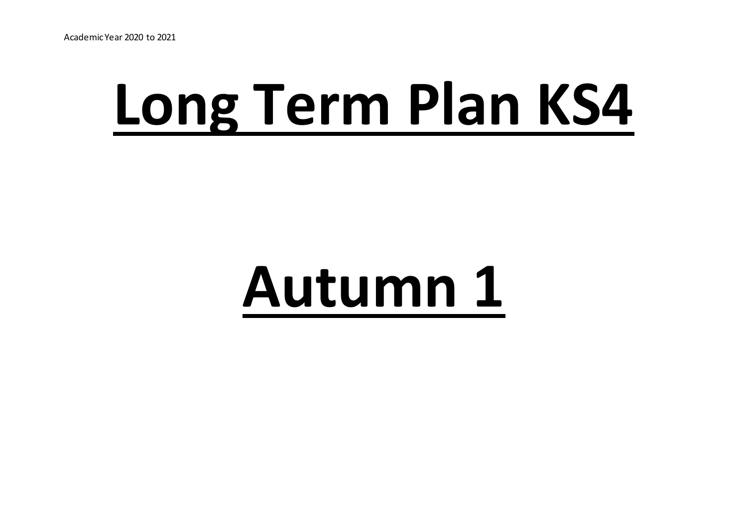# Long Term Plan KS4

# Autumn 1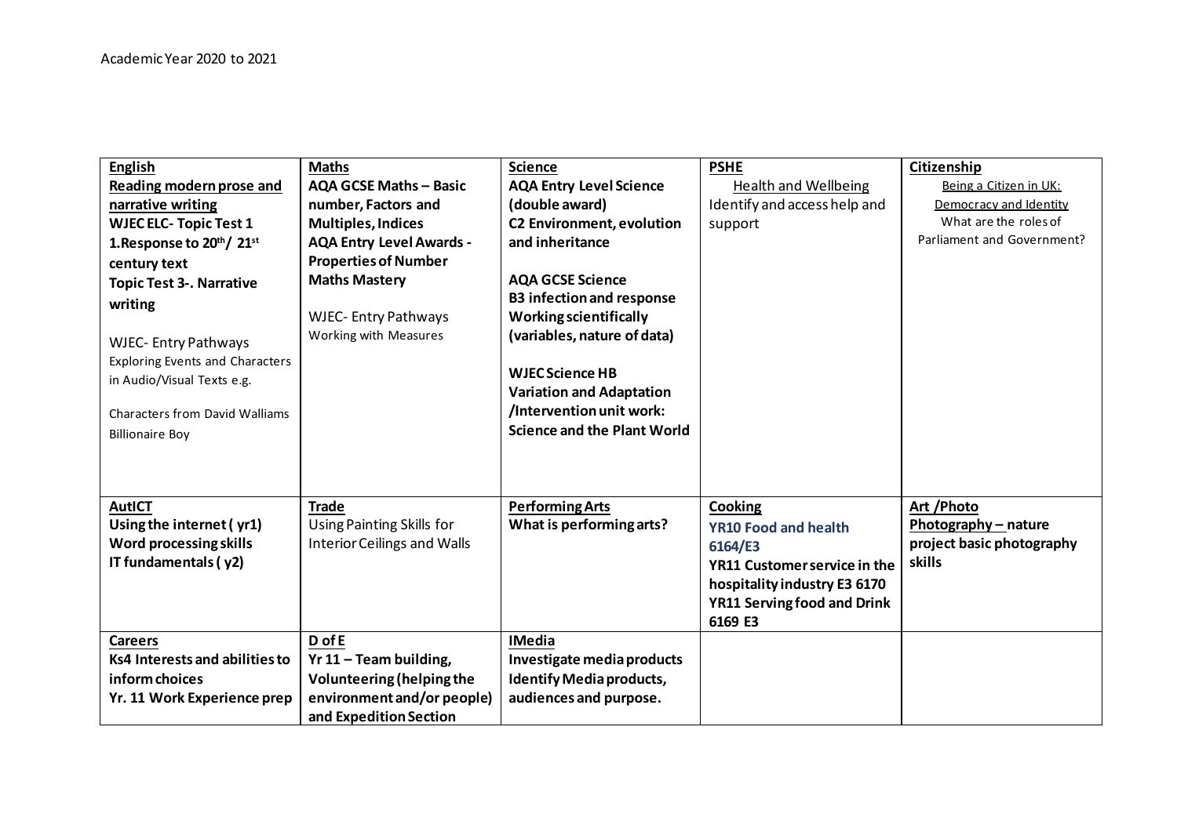Academic Year 2020 to 2021

| **English**<br>**Reading modern prose and narrative writing**<br>**WJEC ELC- Topic Test 1**<br>**1.Response to 20th/ 21st century text**<br>**Topic Test 3-. Narrative writing**<br><br>WJEC- Entry Pathways<br>Exploring Events and Characters in Audio/Visual Texts e.g.<br><br>Characters from David Walliams Billionaire Boy | **Maths**<br>**AQA GCSE Maths – Basic number, Factors and Multiples, Indices**<br>**AQA Entry Level Awards - Properties of Number**<br>**Maths Mastery**<br><br>WJEC- Entry Pathways<br>Working with Measures | **Science**<br>**AQA Entry Level Science (double award)**<br>**C2 Environment, evolution and inheritance**<br><br>**AQA GCSE Science**<br>**B3 infection and response**<br>**Working scientifically (variables, nature of data)**<br><br>**WJEC Science HB**<br>**Variation and Adaptation /Intervention unit work: Science and the Plant World** | **PSHE**<br>Health and Wellbeing<br>Identify and access help and support | **Citizenship**<br>Being a Citizen in UK:<br>Democracy and Identity<br>What are the roles of Parliament and Government? |
|---|---|---|---|---|
| **AutICT**<br>**Using the internet ( yr1)**<br>**Word processing skills**<br>**IT fundamentals ( y2)** | **Trade**<br>Using Painting Skills for Interior Ceilings and Walls | **Performing Arts**<br>**What is performing arts?** | **Cooking**<br>**YR10 Food and health 6164/E3**<br>**YR11 Customer service in the hospitality industry E3 6170**<br>**YR11 Serving food and Drink 6169 E3** | **Art /Photo**<br>**Photography – nature project basic photography skills** |
| **Careers**<br>**Ks4 Interests and abilities to inform choices**<br>**Yr. 11 Work Experience prep** | **D of E**<br>**Yr 11 – Team building, Volunteering (helping the environment and/or people) and Expedition Section** | **IMedia**<br>**Investigate media products**<br>**Identify Media products, audiences and purpose.** | | |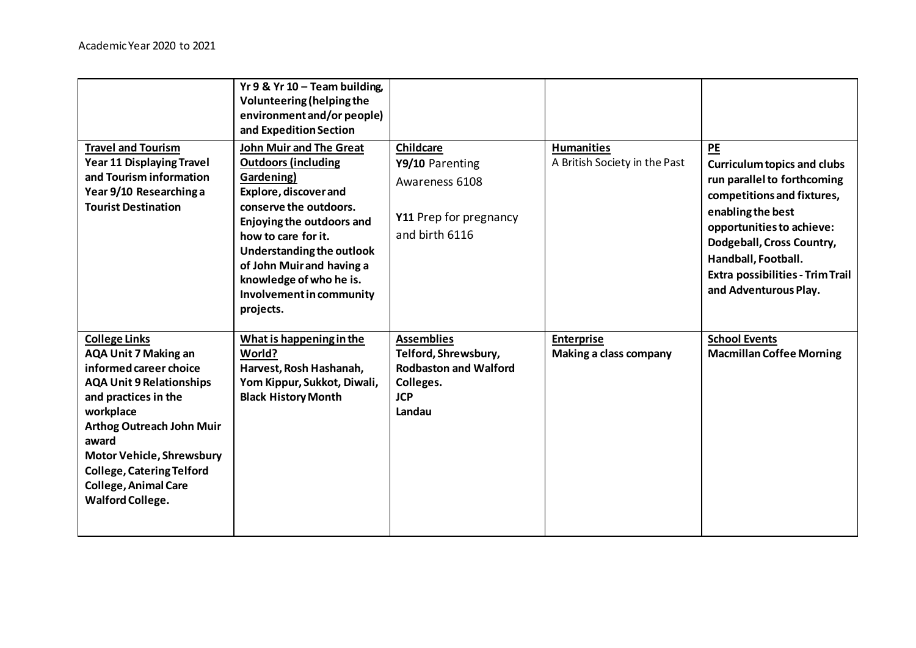Academic Year 2020 to 2021

| | | | | |
|---|---|---|---|---|
| | **Yr 9 & Yr 10 – Team building, Volunteering (helping the environment and/or people) and Expedition Section** | | | |
| **Travel and Tourism**<br>**Year 11 Displaying Travel and Tourism information**<br>**Year 9/10 Researching a Tourist Destination** | **John Muir and The Great Outdoors (including Gardening)**<br>**Explore, discover and conserve the outdoors.**<br>**Enjoying the outdoors and how to care for it.**<br>**Understanding the outlook of John Muir and having a knowledge of who he is.**<br>**Involvement in community projects.** | **Childcare**<br>**Y9/10** Parenting Awareness 6108<br><br>**Y11** Prep for pregnancy and birth 6116 | **Humanities**<br>A British Society in the Past | **PE**<br>**Curriculum topics and clubs run parallel to forthcoming competitions and fixtures, enabling the best opportunities to achieve: Dodgeball, Cross Country, Handball, Football.**<br>**Extra possibilities - Trim Trail and Adventurous Play.** |
| **College Links**<br>**AQA Unit 7 Making an informed career choice**<br>**AQA Unit 9 Relationships and practices in the workplace**<br>**Arthog Outreach John Muir award**<br>**Motor Vehicle, Shrewsbury College, Catering Telford College, Animal Care Walford College.** | **What is happening in the World?**<br>**Harvest, Rosh Hashanah, Yom Kippur, Sukkot, Diwali, Black History Month** | **Assemblies**<br>**Telford, Shrewsbury, Rodbaston and Walford Colleges.**<br>**JCP**<br>**Landau** | **Enterprise**<br>**Making a class company** | **School Events**<br>**Macmillan Coffee Morning** |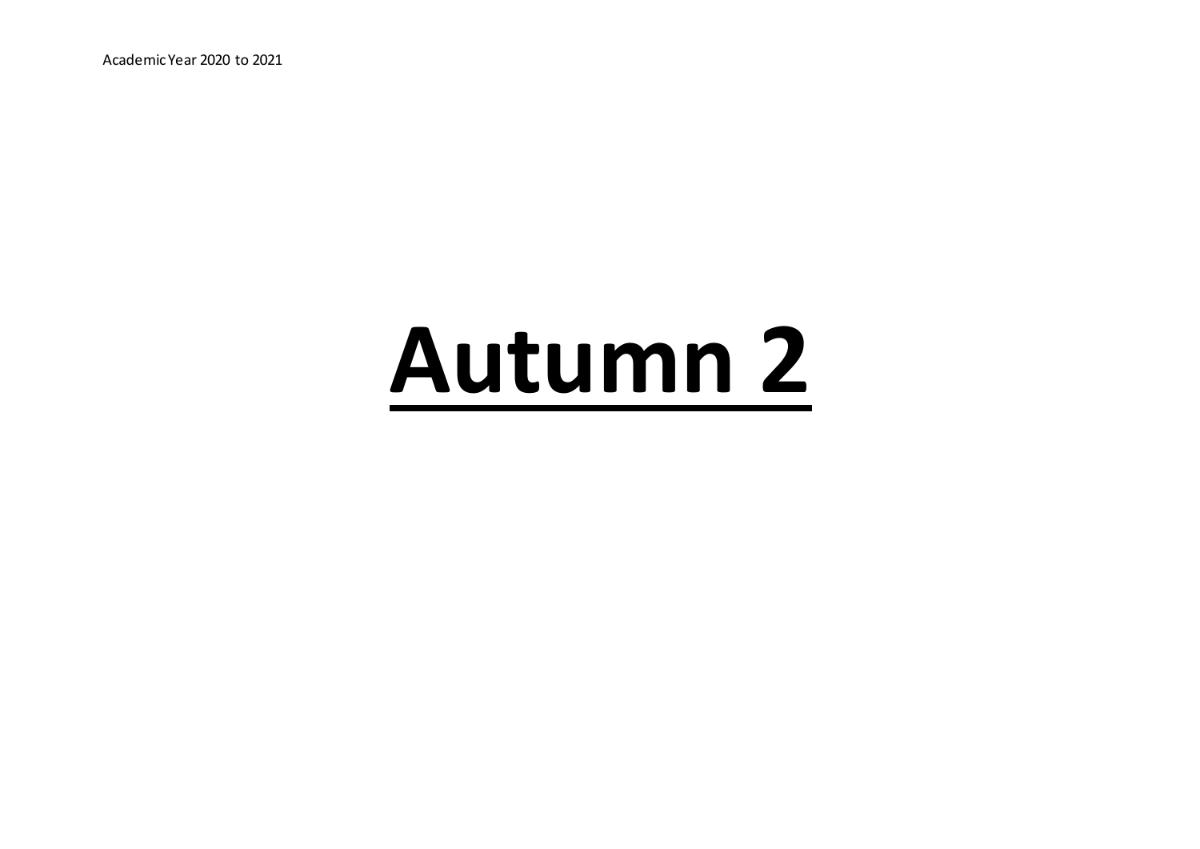# **Autumn 2**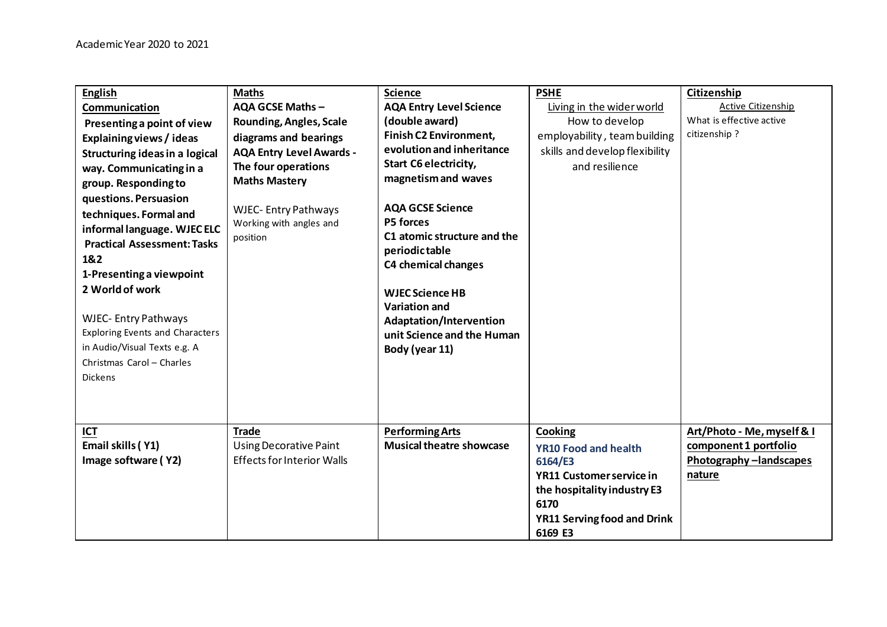Academic Year 2020 to 2021

| **English** | **Maths** | **Science** | **PSHE** | **Citizenship** |
|---|---|---|---|---|
| **Communication**<br>**Presenting a point of view Explaining views / ideas Structuring ideas in a logical way. Communicating in a group. Responding to questions. Persuasion techniques. Formal and informal language. WJEC ELC Practical Assessment: Tasks 1&2**<br>**1-Presenting a viewpoint**<br>**2 World of work**<br><br>WJEC- Entry Pathways<br>Exploring Events and Characters in Audio/Visual Texts e.g. A Christmas Carol – Charles Dickens | **AQA GCSE Maths – Rounding, Angles, Scale diagrams and bearings**<br>**AQA Entry Level Awards - The four operations**<br>**Maths Mastery**<br><br>WJEC- Entry Pathways<br>Working with angles and position | **AQA Entry Level Science (double award)**<br>**Finish C2 Environment, evolution and inheritance**<br>**Start C6 electricity, magnetism and waves**<br><br>**AQA GCSE Science**<br>**P5 forces**<br>**C1 atomic structure and the periodic table**<br>**C4 chemical changes**<br><br>**WJEC Science HB**<br>**Variation and Adaptation/Intervention unit Science and the Human Body (year 11)** | Living in the wider world<br>How to develop employability, team building skills and develop flexibility and resilience | Active Citizenship<br>What is effective active citizenship ? |
| **ICT**<br>**Email skills ( Y1)**<br>**Image software ( Y2)** | **Trade**<br>Using Decorative Paint Effects for Interior Walls | **Performing Arts**<br>**Musical theatre showcase** | **Cooking**<br>**YR10 Food and health 6164/E3**<br>**YR11 Customer service in the hospitality industry E3 6170**<br>**YR11 Serving food and Drink 6169 E3** | **Art/Photo - Me, myself & I component 1 portfolio**<br>**Photography –landscapes nature** |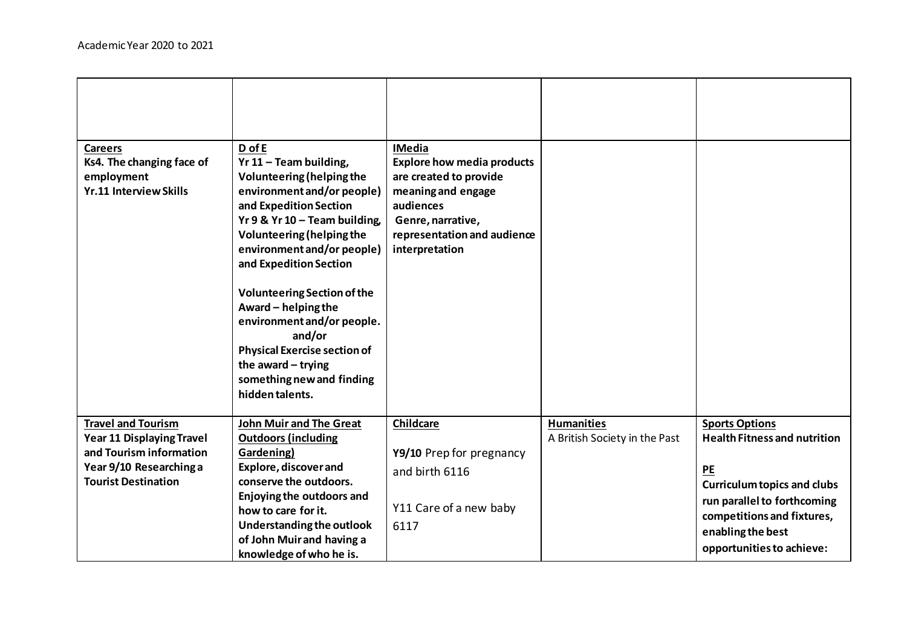Academic Year 2020 to 2021

| | | | | |
|---|---|---|---|---|
| **Careers**<br>**Ks4. The changing face of employment**<br>**Yr.11 Interview Skills** | **D of E**<br>**Yr 11 – Team building, Volunteering (helping the environment and/or people) and Expedition Section**<br>**Yr 9 & Yr 10 – Team building, Volunteering (helping the environment and/or people) and Expedition Section**<br><br>**Volunteering Section of the Award – helping the environment and/or people.**<br>**and/or**<br>**Physical Exercise section of the award – trying something new and finding hidden talents.** | **IMedia**<br>**Explore how media products are created to provide meaning and engage audiences**<br>**Genre, narrative, representation and audience interpretation** | | |
| **Travel and Tourism**<br>**Year 11 Displaying Travel and Tourism information**<br>**Year 9/10 Researching a Tourist Destination** | **John Muir and The Great Outdoors (including Gardening)**<br>**Explore, discover and conserve the outdoors.**<br>**Enjoying the outdoors and how to care for it.**<br>**Understanding the outlook of John Muir and having a knowledge of who he is.** | **Childcare**<br><br>**Y9/10** Prep for pregnancy and birth 6116<br><br>Y11 Care of a new baby 6117 | **Humanities**<br>A British Society in the Past | **Sports Options**<br>**Health Fitness and nutrition**<br><br>**PE**<br>**Curriculum topics and clubs run parallel to forthcoming competitions and fixtures, enabling the best opportunities to achieve:** |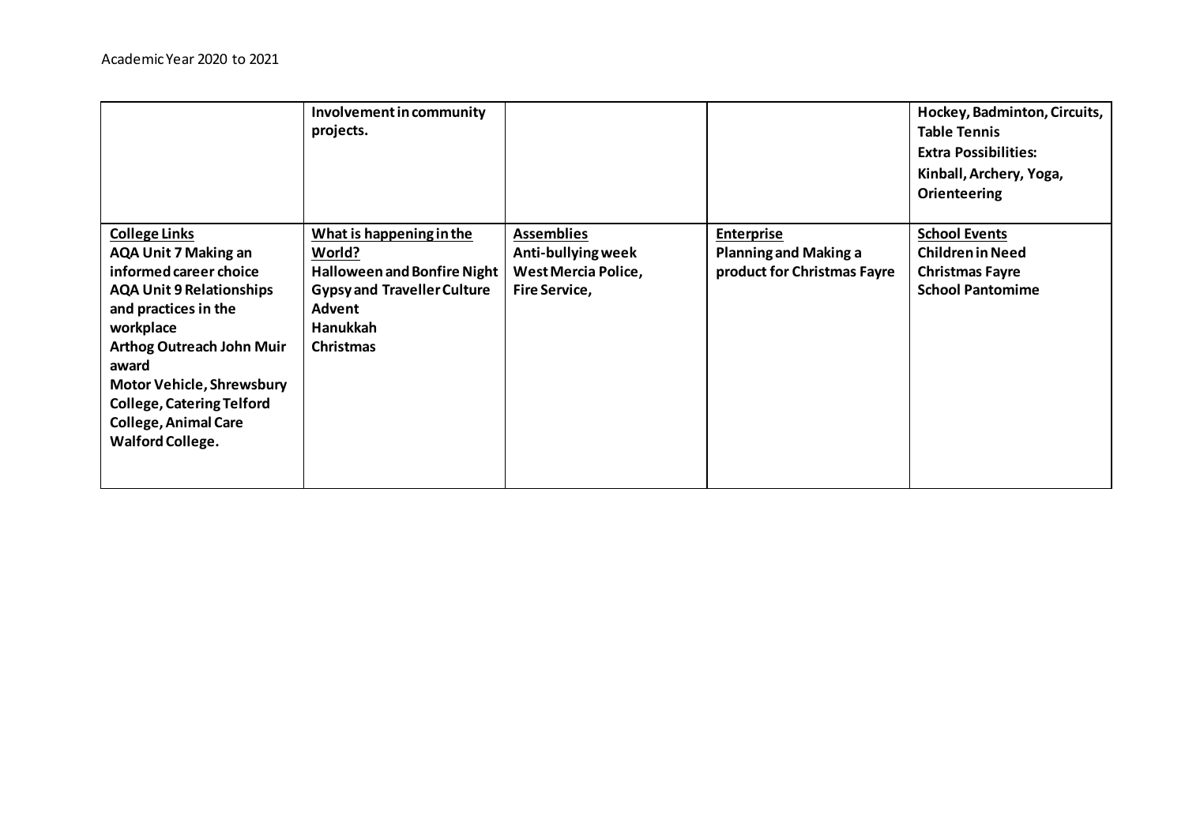Academic Year 2020 to 2021

| | | | | |
|---|---|---|---|---|
| | **Involvement in community projects.** | | | **Hockey, Badminton, Circuits, Table Tennis**<br>**Extra Possibilities:**<br>**Kinball, Archery, Yoga, Orienteering** |
| **College Links**<br>**AQA Unit 7 Making an informed career choice**<br>**AQA Unit 9 Relationships and practices in the workplace**<br>**Arthog Outreach John Muir award**<br>**Motor Vehicle, Shrewsbury College, Catering Telford College, Animal Care Walford College.** | **What is happening in the World?**<br>**Halloween and Bonfire Night**<br>**Gypsy and Traveller Culture**<br>**Advent**<br>**Hanukkah**<br>**Christmas** | **Assemblies**<br>**Anti-bullying week**<br>**West Mercia Police,**<br>**Fire Service,** | **Enterprise**<br>**Planning and Making a product for Christmas Fayre** | **School Events**<br>**Children in Need**<br>**Christmas Fayre**<br>**School Pantomime** |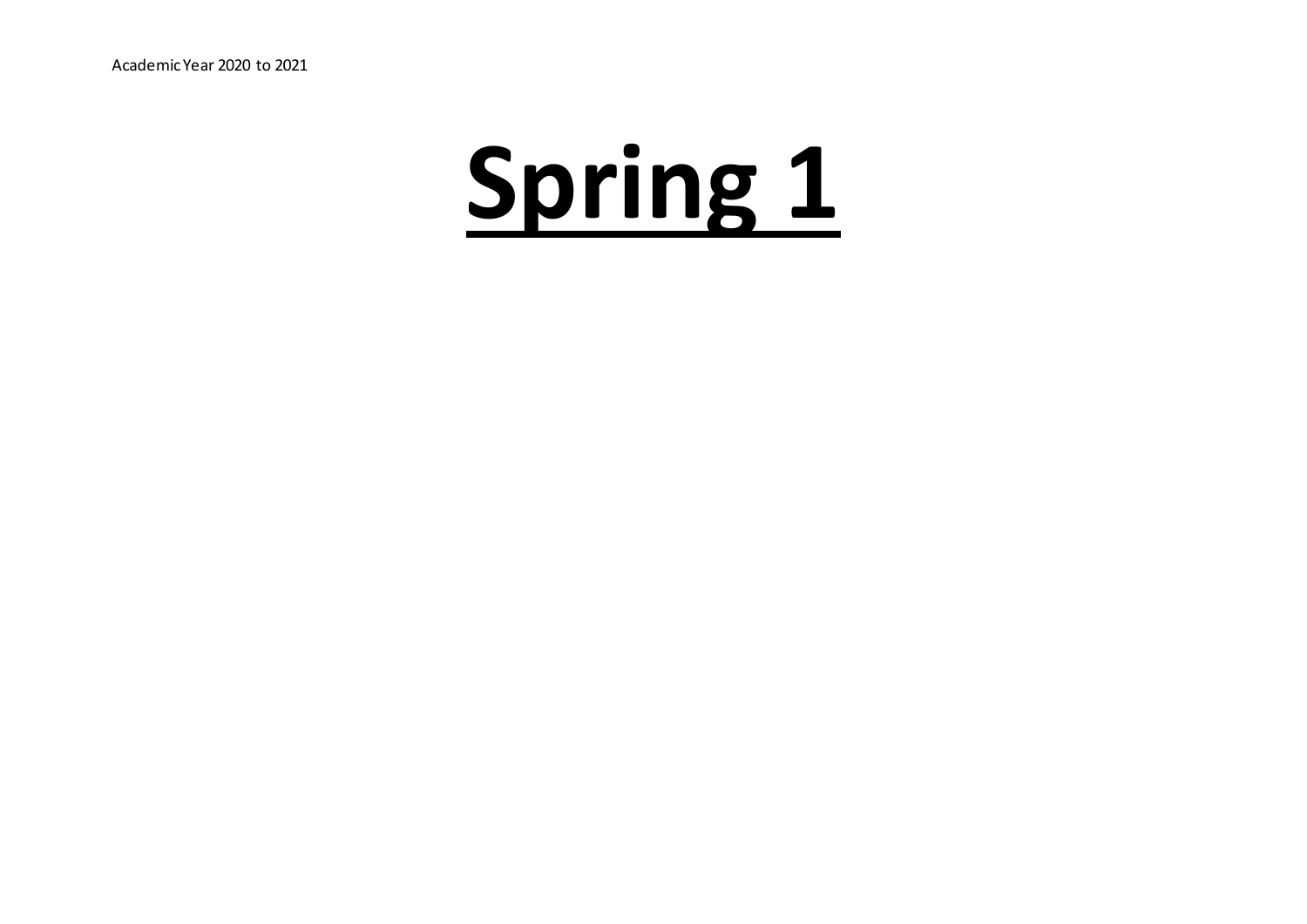Academic Year 2020 to 2021

# <u>Spring 1</u>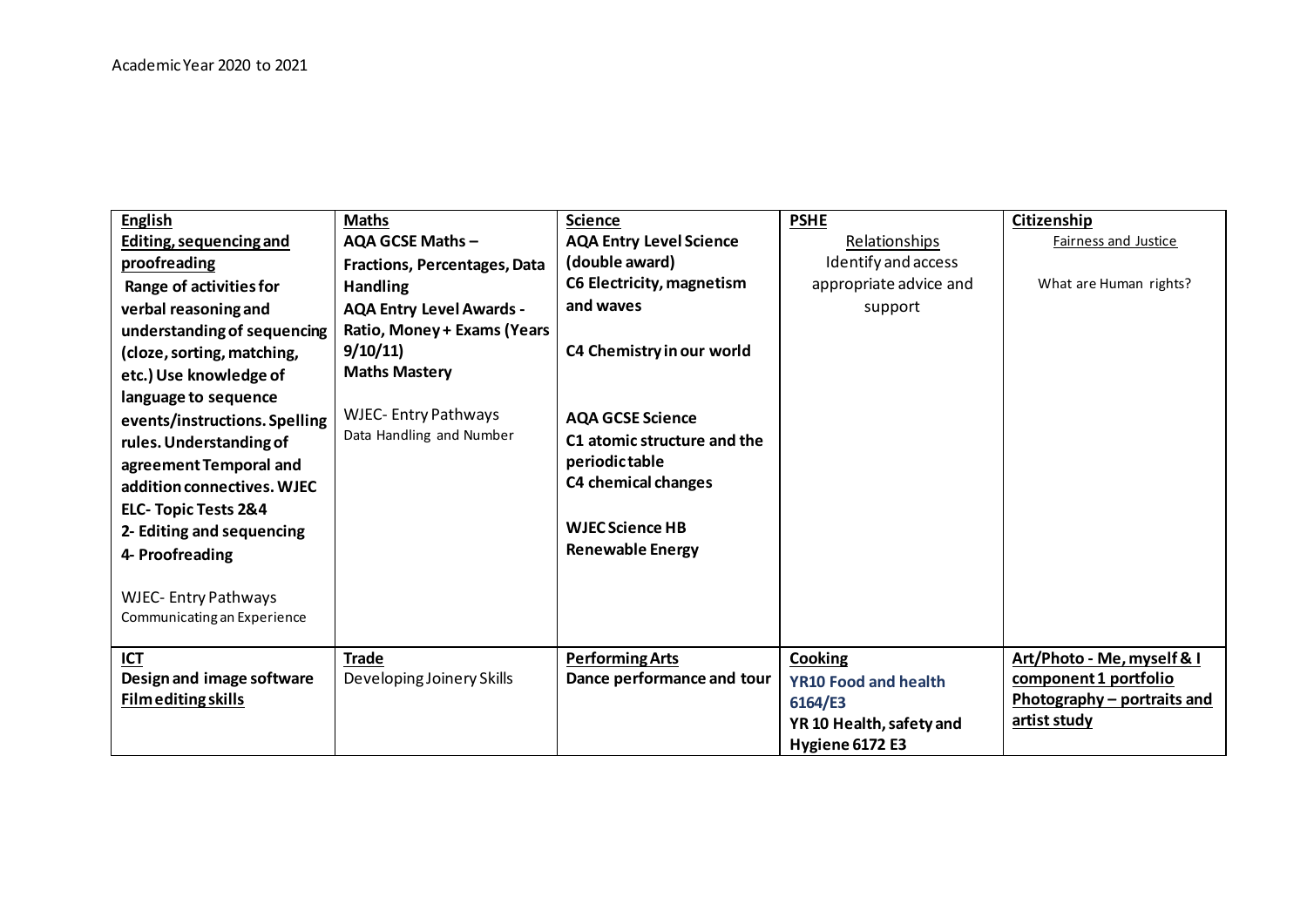Academic Year 2020 to 2021

| **English** | **Maths** | **Science** | **PSHE** | **Citizenship** |
| --- | --- | --- | --- | --- |
| **Editing, sequencing and proofreading**<br>**Range of activities for verbal reasoning and understanding of sequencing (cloze, sorting, matching, etc.) Use knowledge of language to sequence events/instructions. Spelling rules. Understanding of agreement Temporal and addition connectives. WJEC ELC- Topic Tests 2&4**<br>**2- Editing and sequencing**<br>**4- Proofreading**<br><br>WJEC- Entry Pathways<br>Communicating an Experience | **AQA GCSE Maths –**<br>**Fractions, Percentages, Data Handling**<br>**AQA Entry Level Awards - Ratio, Money + Exams (Years 9/10/11)**<br>**Maths Mastery**<br><br>WJEC- Entry Pathways<br>Data Handling and Number | **AQA Entry Level Science (double award)**<br>**C6 Electricity, magnetism and waves**<br><br>**C4 Chemistry in our world**<br><br>**AQA GCSE Science**<br>**C1 atomic structure and the periodic table**<br>**C4 chemical changes**<br><br>**WJEC Science HB**<br>**Renewable Energy** | Relationships<br>Identify and access appropriate advice and support | Fairness and Justice<br><br>What are Human rights? |
| **ICT**<br>**Design and image software**<br>**Film editing skills** | **Trade**<br>Developing Joinery Skills | **Performing Arts**<br>**Dance performance and tour** | **Cooking**<br>**YR10 Food and health 6164/E3**<br>**YR 10 Health, safety and Hygiene 6172 E3** | **Art/Photo - Me, myself & I component 1 portfolio**<br>**Photography – portraits and artist study** |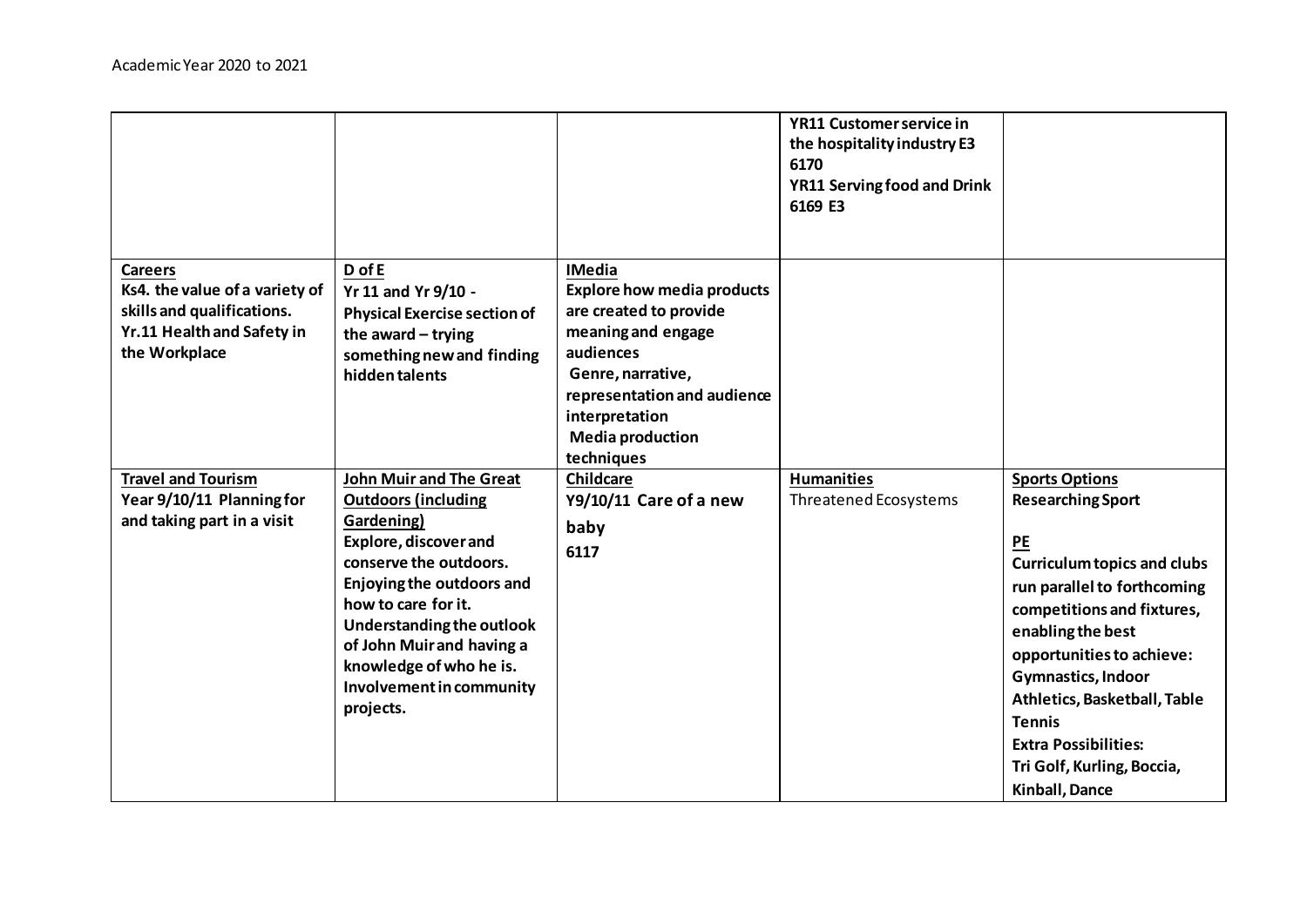Academic Year 2020 to 2021

| | | | | |
|---|---|---|---|---|
| | | | **YR11 Customer service in the hospitality industry E3 6170**<br>**YR11 Serving food and Drink 6169 E3** | |
| **Careers**<br>**Ks4. the value of a variety of skills and qualifications.**<br>**Yr.11 Health and Safety in the Workplace** | **D of E**<br>**Yr 11 and Yr 9/10 - Physical Exercise section of the award – trying something new and finding hidden talents** | **IMedia**<br>**Explore how media products are created to provide meaning and engage audiences**<br>**Genre, narrative, representation and audience interpretation**<br>**Media production techniques** | | |
| **Travel and Tourism**<br>**Year 9/10/11 Planning for and taking part in a visit** | **John Muir and The Great Outdoors (including Gardening)**<br>**Explore, discover and conserve the outdoors.**<br>**Enjoying the outdoors and how to care for it.**<br>**Understanding the outlook of John Muir and having a knowledge of who he is.**<br>**Involvement in community projects.** | **Childcare**<br>**Y9/10/11 Care of a new baby**<br>**6117** | **Humanities**<br>Threatened Ecosystems | **Sports Options**<br>**Researching Sport**<br><br>**PE**<br>**Curriculum topics and clubs run parallel to forthcoming competitions and fixtures, enabling the best opportunities to achieve: Gymnastics, Indoor Athletics, Basketball, Table Tennis**<br>**Extra Possibilities:**<br>**Tri Golf, Kurling, Boccia, Kinball, Dance** |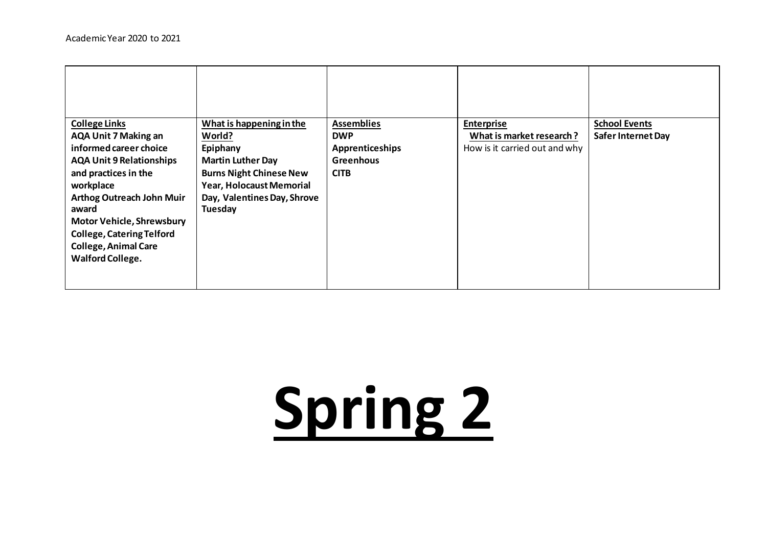Academic Year 2020 to 2021

| | | | | |
|---|---|---|---|---|
| **College Links**<br>**AQA Unit 7 Making an informed career choice**<br>**AQA Unit 9 Relationships and practices in the workplace**<br>**Arthog Outreach John Muir award**<br>**Motor Vehicle, Shrewsbury College, Catering Telford College, Animal Care Walford College.** | **What is happening in the World?**<br>**Epiphany**<br>**Martin Luther Day**<br>**Burns Night Chinese New Year, Holocaust Memorial Day, Valentines Day, Shrove Tuesday** | **Assemblies**<br>**DWP**<br>**Apprenticeships**<br>**Greenhous**<br>**CITB** | **Enterprise**<br>**What is market research ?**<br>How is it carried out and why | **School Events**<br>**Safer Internet Day** |

# Spring 2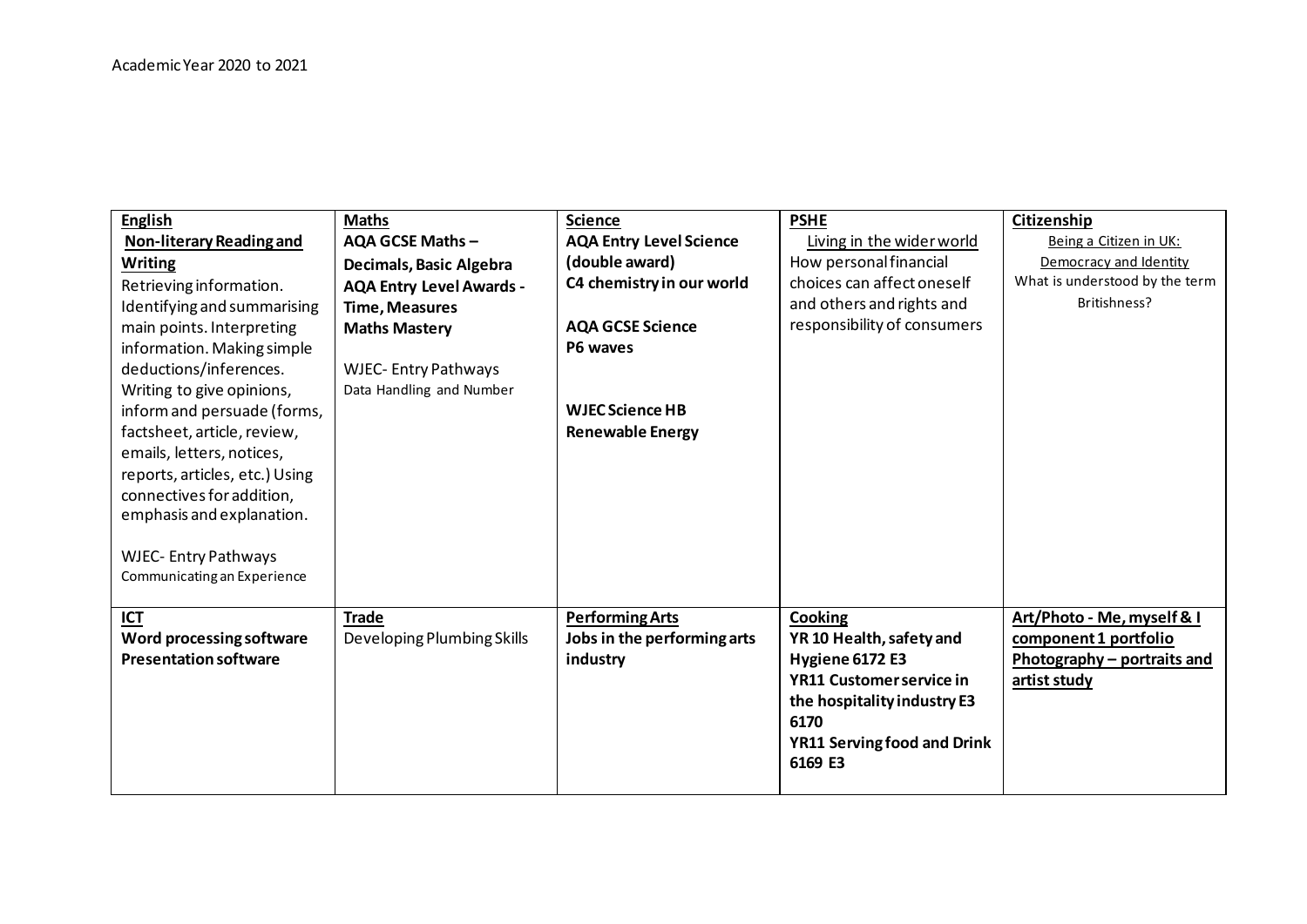Academic Year 2020 to 2021

| **English** **Non-literary Reading and Writing** Retrieving information. Identifying and summarising main points. Interpreting information. Making simple deductions/inferences. Writing to give opinions, inform and persuade (forms, factsheet, article, review, emails, letters, notices, reports, articles, etc.) Using connectives for addition, emphasis and explanation. WJEC- Entry Pathways Communicating an Experience | **Maths** **AQA GCSE Maths – Decimals, Basic Algebra** **AQA Entry Level Awards - Time, Measures** **Maths Mastery** WJEC- Entry Pathways Data Handling and Number | **Science** **AQA Entry Level Science (double award)** **C4 chemistry in our world** **AQA GCSE Science** **P6 waves** **WJEC Science HB** **Renewable Energy** | **PSHE** Living in the wider world How personal financial choices can affect oneself and others and rights and responsibility of consumers | **Citizenship** Being a Citizen in UK: Democracy and Identity What is understood by the term Britishness? |
|---|---|---|---|---|
| **ICT** **Word processing software** **Presentation software** | **Trade** Developing Plumbing Skills | **Performing Arts** **Jobs in the performing arts industry** | **Cooking** **YR 10 Health, safety and Hygiene 6172 E3** **YR11 Customer service in the hospitality industry E3 6170** **YR11 Serving food and Drink 6169 E3** | **Art/Photo - Me, myself & I component 1 portfolio** **Photography – portraits and artist study** |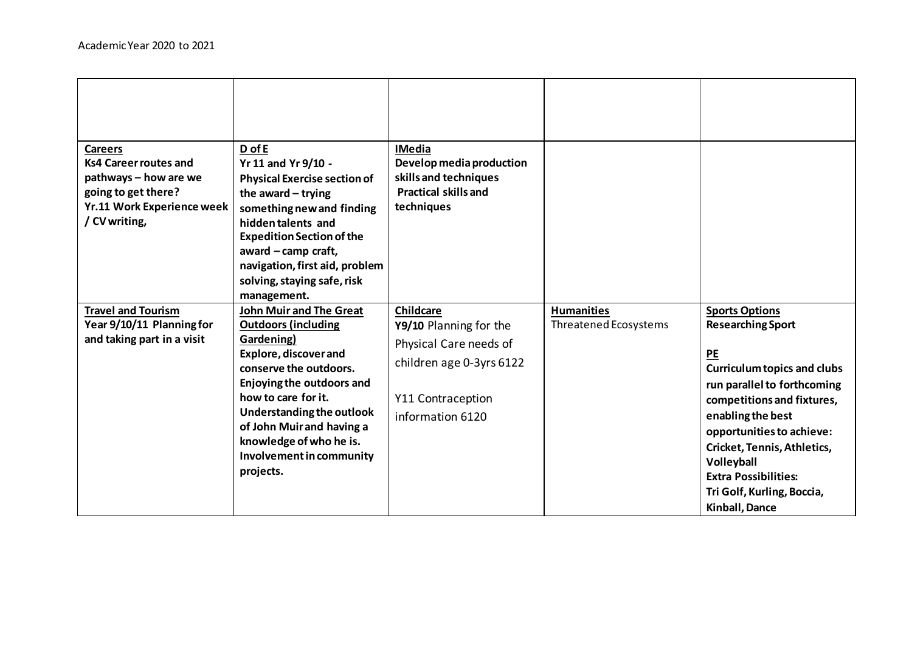Academic Year 2020 to 2021

| | | | | |
|---|---|---|---|---|
| **Careers**<br>**Ks4 Career routes and pathways – how are we going to get there?**<br>**Yr.11 Work Experience week / CV writing,** | **D of E**<br>**Yr 11 and Yr 9/10 - Physical Exercise section of the award – trying something new and finding hidden talents and Expedition Section of the award – camp craft, navigation, first aid, problem solving, staying safe, risk management.** | **IMedia**<br>**Develop media production skills and techniques**<br>**Practical skills and techniques** | | |
| **Travel and Tourism**<br>**Year 9/10/11 Planning for and taking part in a visit** | **John Muir and The Great Outdoors (including Gardening)**<br>**Explore, discover and conserve the outdoors. Enjoying the outdoors and how to care for it. Understanding the outlook of John Muir and having a knowledge of who he is. Involvement in community projects.** | **Childcare**<br>**Y9/10** Planning for the Physical Care needs of children age 0-3yrs 6122<br><br>Y11 Contraception information 6120 | **Humanities**<br>Threatened Ecosystems | **Sports Options**<br>**Researching Sport**<br><br>**PE**<br>**Curriculum topics and clubs run parallel to forthcoming competitions and fixtures, enabling the best opportunities to achieve: Cricket, Tennis, Athletics, Volleyball**<br>**Extra Possibilities:**<br>**Tri Golf, Kurling, Boccia, Kinball, Dance** |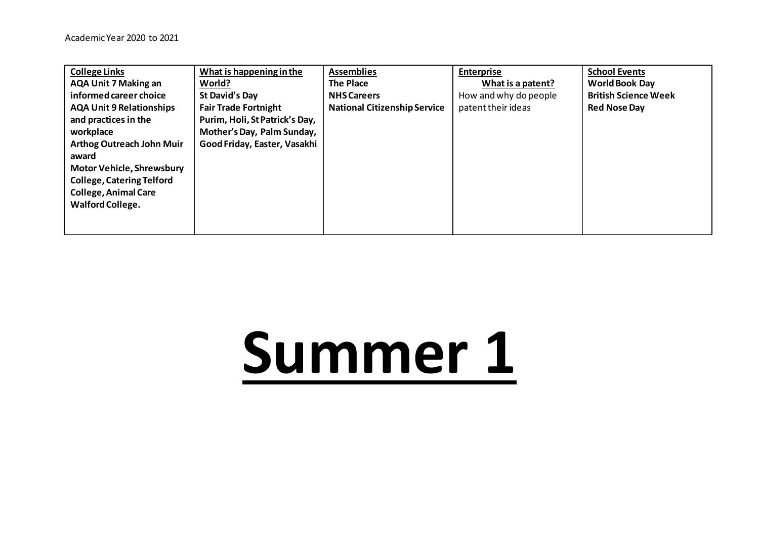Academic Year 2020 to 2021

| College Links | What is happening in the World? | Assemblies | Enterprise | School Events |
| --- | --- | --- | --- | --- |
| **AQA Unit 7 Making an informed career choice**<br>**AQA Unit 9 Relationships and practices in the workplace**<br>**Arthog Outreach John Muir award**<br>**Motor Vehicle, Shrewsbury College, Catering Telford College, Animal Care Walford College.** | **St David's Day**<br>**Fair Trade Fortnight**<br>**Purim, Holi, St Patrick's Day, Mother's Day, Palm Sunday, Good Friday, Easter, Vasakhi** | **The Place**<br>**NHS Careers**<br>**National Citizenship Service** | **What is a patent?**<br>How and why do people patent their ideas | **World Book Day**<br>**British Science Week**<br>**Red Nose Day** |

# Summer 1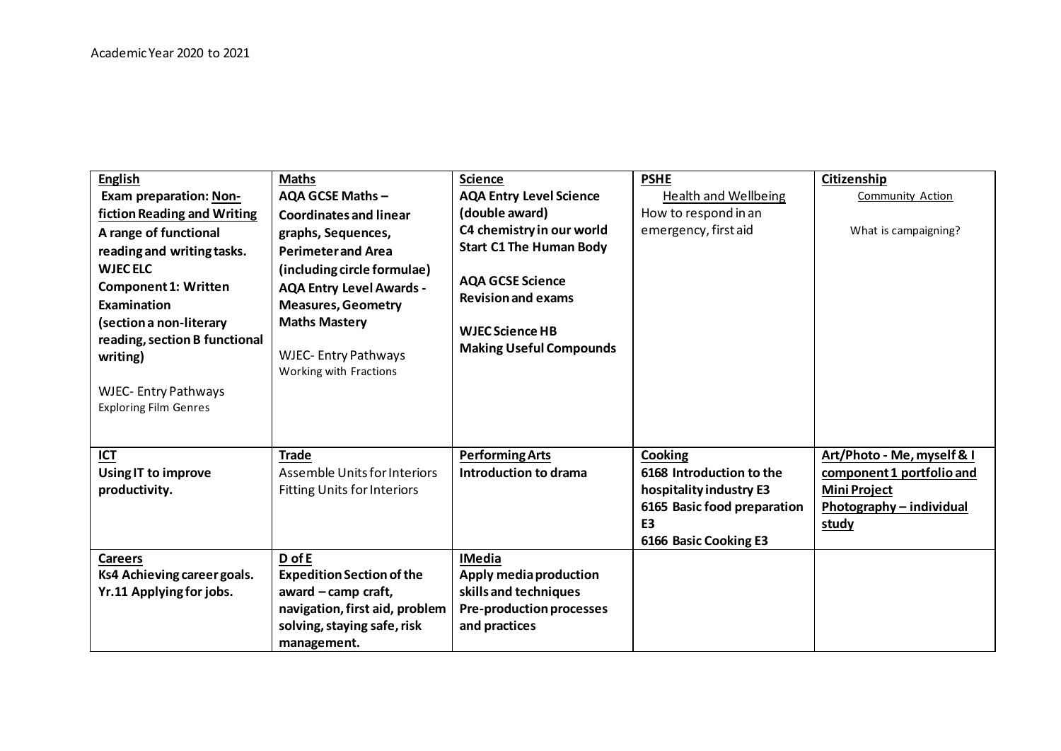Academic Year 2020 to 2021

| **English** | **Maths** | **Science** | **PSHE** | **Citizenship** |
|---|---|---|---|---|
| **Exam preparation: Non-fiction Reading and Writing**<br>**A range of functional reading and writing tasks.**<br>**WJEC ELC**<br>**Component 1: Written Examination**<br>**(section a non-literary reading, section B functional writing)**<br><br>WJEC- Entry Pathways<br>Exploring Film Genres | **AQA GCSE Maths – Coordinates and linear graphs, Sequences, Perimeter and Area (including circle formulae)**<br>**AQA Entry Level Awards - Measures, Geometry**<br>**Maths Mastery**<br><br>WJEC- Entry Pathways<br>Working with Fractions | **AQA Entry Level Science (double award)**<br>**C4 chemistry in our world**<br>**Start C1 The Human Body**<br><br>**AQA GCSE Science**<br>**Revision and exams**<br><br>**WJEC Science HB**<br>**Making Useful Compounds** | Health and Wellbeing<br>How to respond in an emergency, first aid | Community Action<br><br>What is campaigning? |
| **ICT**<br>**Using IT to improve productivity.** | **Trade**<br>Assemble Units for Interiors<br>Fitting Units for Interiors | **Performing Arts**<br>**Introduction to drama** | **Cooking**<br>**6168 Introduction to the hospitality industry E3**<br>**6165 Basic food preparation E3**<br>**6166 Basic Cooking E3** | **Art/Photo - Me, myself & I component 1 portfolio and Mini Project**<br>**Photography – individual study** |
| **Careers**<br>**Ks4 Achieving career goals.**<br>**Yr.11 Applying for jobs.** | **D of E**<br>**Expedition Section of the award – camp craft, navigation, first aid, problem solving, staying safe, risk management.** | **IMedia**<br>**Apply media production skills and techniques**<br>**Pre-production processes and practices** | | |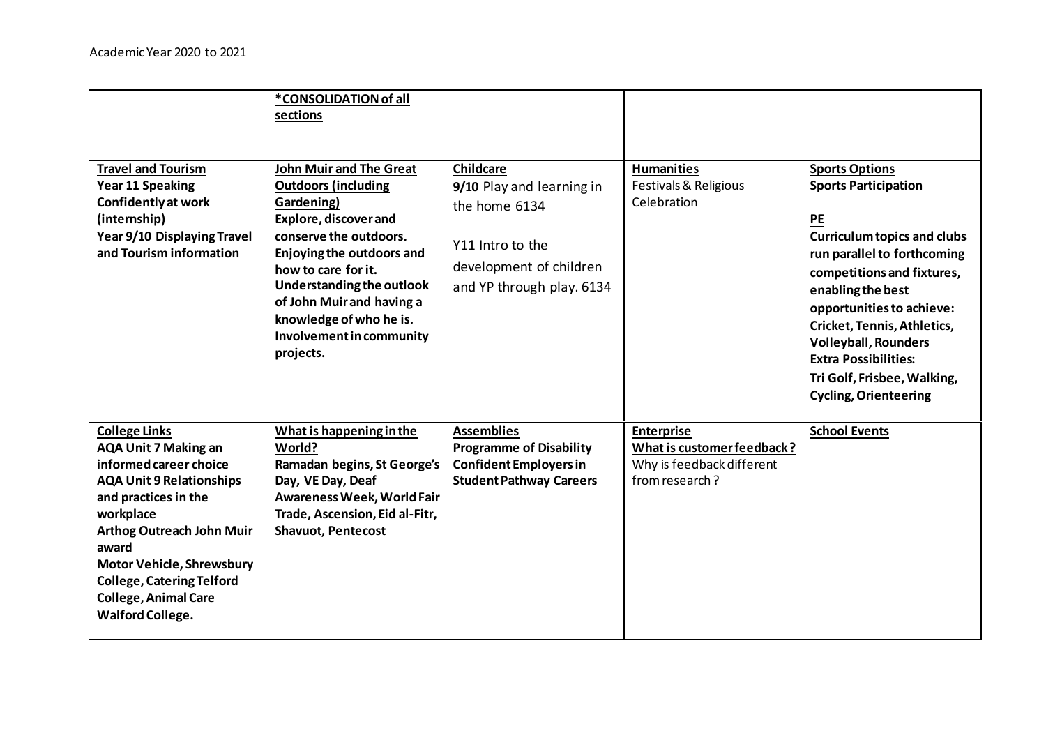Academic Year 2020 to 2021

| | | | | |
|---|---|---|---|---|
| | ***CONSOLIDATION of all sections** | | | |
| **Travel and Tourism**<br>**Year 11 Speaking Confidently at work (internship)**<br>**Year 9/10 Displaying Travel and Tourism information** | **John Muir and The Great Outdoors (including Gardening)**<br>**Explore, discover and conserve the outdoors. Enjoying the outdoors and how to care for it. Understanding the outlook of John Muir and having a knowledge of who he is. Involvement in community projects.** | **Childcare**<br>**9/10** Play and learning in the home 6134<br><br>Y11 Intro to the development of children and YP through play. 6134 | **Humanities**<br>Festivals & Religious Celebration | **Sports Options**<br>**Sports Participation**<br><br>**PE**<br>**Curriculum topics and clubs run parallel to forthcoming competitions and fixtures, enabling the best opportunities to achieve: Cricket, Tennis, Athletics, Volleyball, Rounders**<br>**Extra Possibilities:**<br>**Tri Golf, Frisbee, Walking, Cycling, Orienteering** |
| **College Links**<br>**AQA Unit 7 Making an informed career choice**<br>**AQA Unit 9 Relationships and practices in the workplace**<br>**Arthog Outreach John Muir award**<br>**Motor Vehicle, Shrewsbury College, Catering Telford College, Animal Care Walford College.** | **What is happening in the World?**<br>**Ramadan begins, St George's Day, VE Day, Deaf Awareness Week, World Fair Trade, Ascension, Eid al-Fitr, Shavuot, Pentecost** | **Assemblies**<br>**Programme of Disability Confident Employers in Student Pathway Careers** | **Enterprise**<br>**What is customer feedback?**<br>Why is feedback different from research? | **School Events** |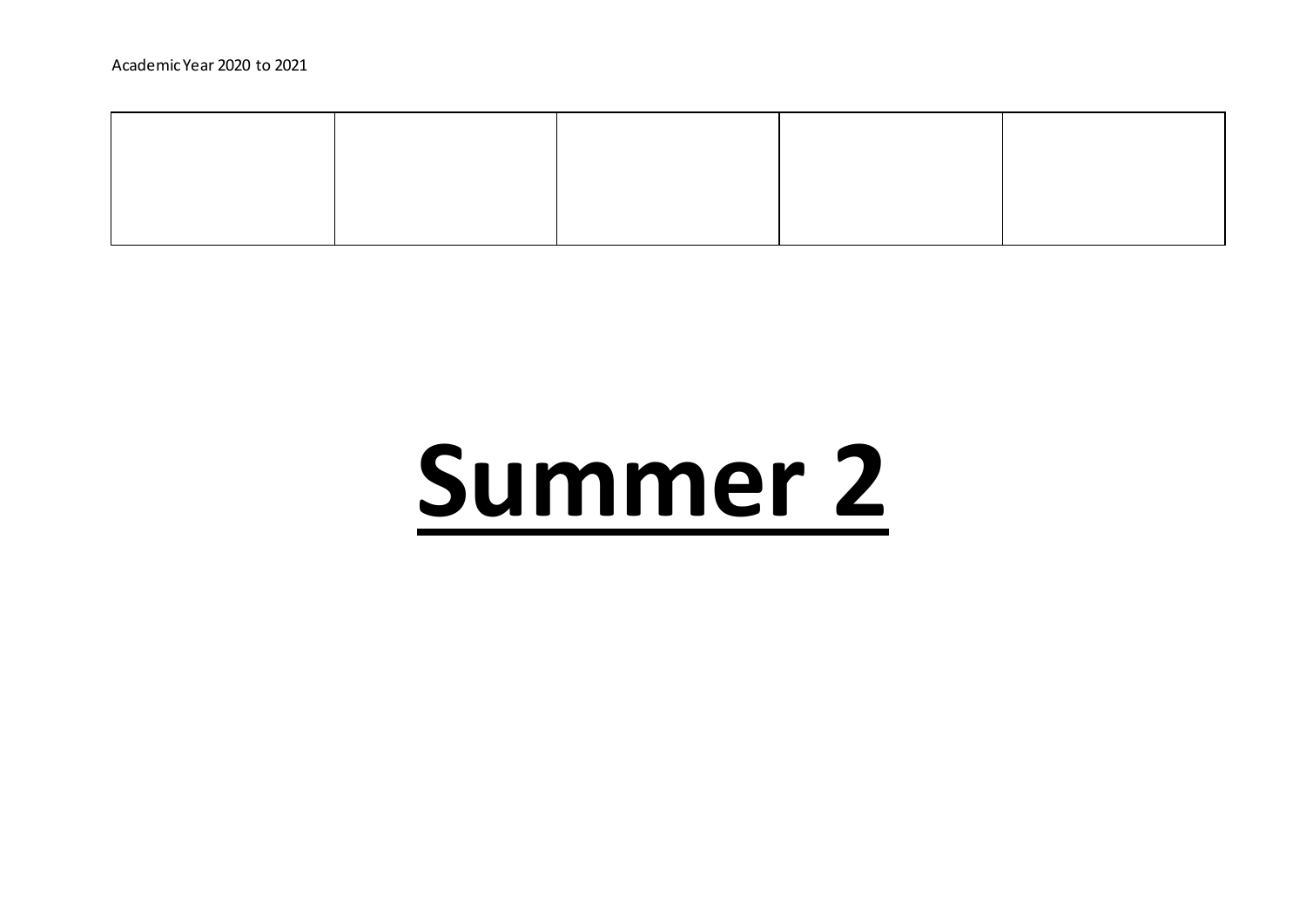Academic Year 2020 to 2021

| | | | | |
|---|---|---|---|---|
| | | | | |

# **<u>Summer 2</u>**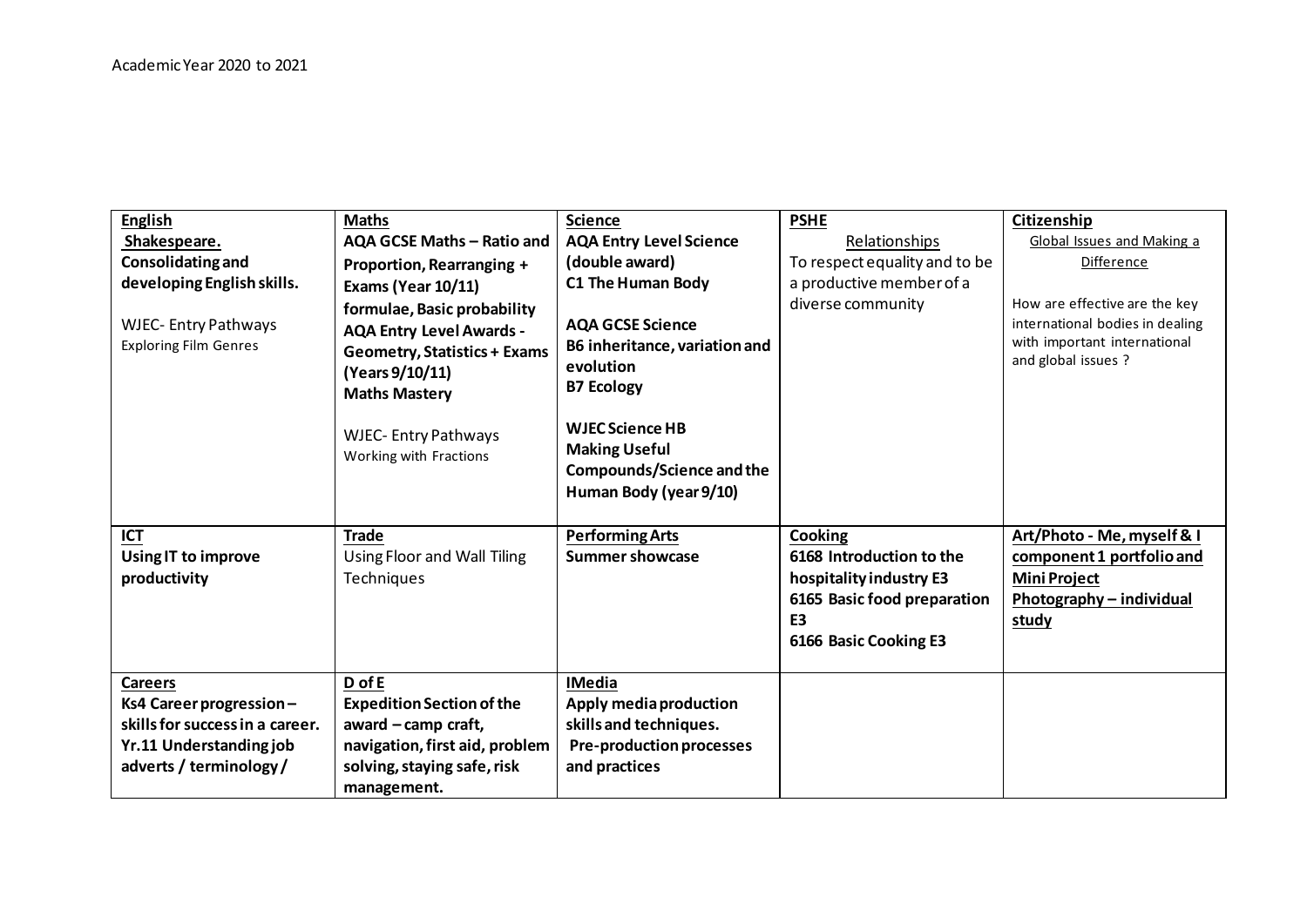Academic Year 2020 to 2021

| English | Maths | Science | PSHE | Citizenship |
|---|---|---|---|---|
| **Shakespeare.**<br>**Consolidating and developing English skills.**<br><br>WJEC- Entry Pathways<br>Exploring Film Genres | **AQA GCSE Maths – Ratio and Proportion, Rearranging + Exams (Year 10/11) formulae, Basic probability**<br>**AQA Entry Level Awards - Geometry, Statistics + Exams (Years 9/10/11)**<br>**Maths Mastery**<br><br>WJEC- Entry Pathways<br>Working with Fractions | **AQA Entry Level Science (double award)**<br>**C1 The Human Body**<br><br>**AQA GCSE Science**<br>**B6 inheritance, variation and evolution**<br>**B7 Ecology**<br><br>**WJEC Science HB**<br>**Making Useful Compounds/Science and the Human Body (year 9/10)** | Relationships<br>To respect equality and to be a productive member of a diverse community | Global Issues and Making a Difference<br><br>How are effective are the key international bodies in dealing with important international and global issues ? |
| **ICT**<br>**Using IT to improve productivity** | **Trade**<br>Using Floor and Wall Tiling Techniques | **Performing Arts**<br>**Summer showcase** | **Cooking**<br>**6168 Introduction to the hospitality industry E3**<br>**6165 Basic food preparation E3**<br>**6166 Basic Cooking E3** | **Art/Photo - Me, myself & I component 1 portfolio and Mini Project**<br>**Photography – individual study** |
| **Careers**<br>**Ks4 Career progression – skills for success in a career.**<br>**Yr.11 Understanding job adverts / terminology /** | **D of E**<br>**Expedition Section of the award – camp craft, navigation, first aid, problem solving, staying safe, risk management.** | **IMedia**<br>**Apply media production skills and techniques.**<br>**Pre-production processes and practices** | | |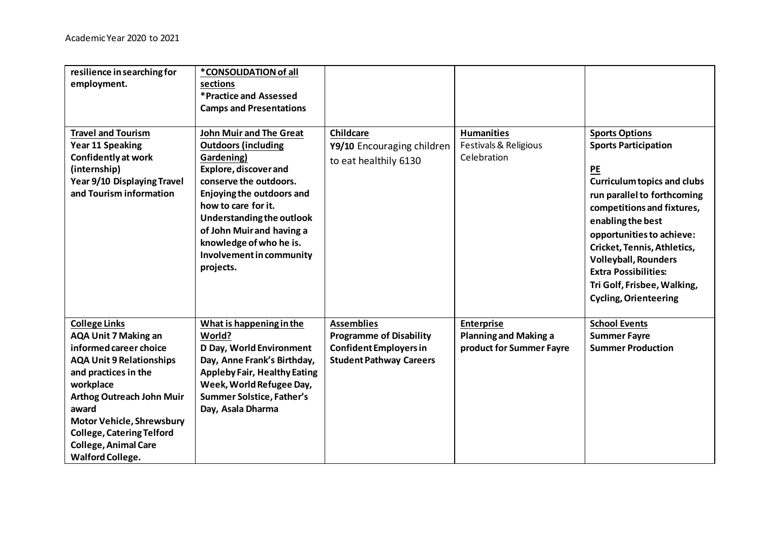Academic Year 2020 to 2021

| | | | | |
|---|---|---|---|---|
| **resilience in searching for employment.** | **\*CONSOLIDATION of all sections**<br>**\*Practice and Assessed Camps and Presentations** | | | |
| **Travel and Tourism**<br>**Year 11 Speaking Confidently at work (internship)**<br>**Year 9/10 Displaying Travel and Tourism information** | **John Muir and The Great Outdoors (including Gardening)**<br>**Explore, discover and conserve the outdoors.**<br>**Enjoying the outdoors and how to care for it.**<br>**Understanding the outlook of John Muir and having a knowledge of who he is.**<br>**Involvement in community projects.** | **Childcare**<br>**Y9/10** Encouraging children to eat healthily 6130 | **Humanities**<br>Festivals & Religious Celebration | **Sports Options**<br>**Sports Participation**<br><br>**PE**<br>**Curriculum topics and clubs run parallel to forthcoming competitions and fixtures, enabling the best opportunities to achieve:**<br>**Cricket, Tennis, Athletics, Volleyball, Rounders**<br>**Extra Possibilities:**<br>**Tri Golf, Frisbee, Walking, Cycling, Orienteering** |
| **College Links**<br>**AQA Unit 7 Making an informed career choice**<br>**AQA Unit 9 Relationships and practices in the workplace**<br>**Arthog Outreach John Muir award**<br>**Motor Vehicle, Shrewsbury College, Catering Telford College, Animal Care Walford College.** | **What is happening in the World?**<br>**D Day, World Environment Day, Anne Frank's Birthday, Appleby Fair, Healthy Eating Week, World Refugee Day, Summer Solstice, Father's Day, Asala Dharma** | **Assemblies**<br>**Programme of Disability Confident Employers in Student Pathway Careers** | **Enterprise**<br>**Planning and Making a product for Summer Fayre** | **School Events**<br>**Summer Fayre**<br>**Summer Production** |